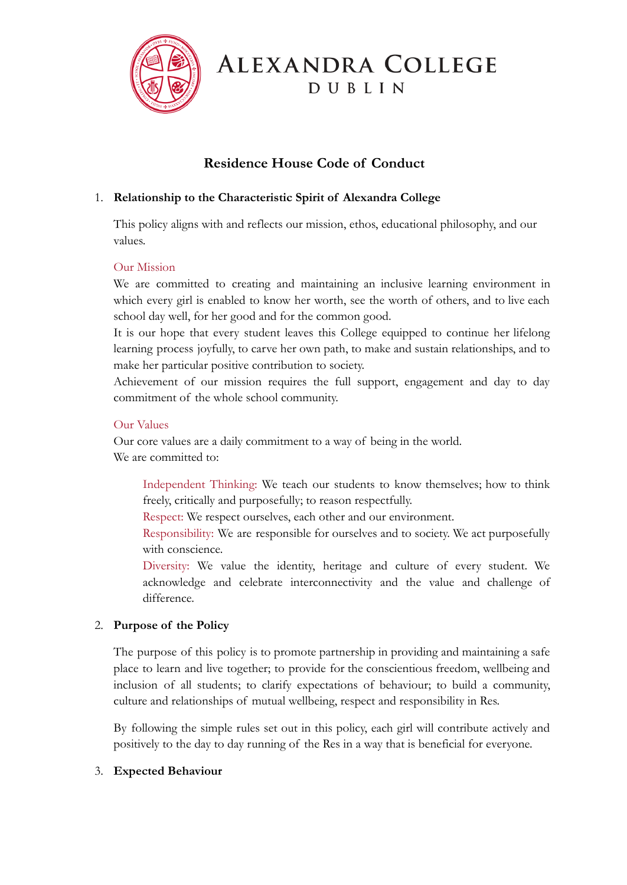# ALEXANDRA COLLEGE
## DUBLIN

## Residence House Code of Conduct

### 1. Relationship to the Characteristic Spirit of Alexandra College

This policy aligns with and reflects our mission, ethos, educational philosophy, and our values.

**Our Mission**

We are committed to creating and maintaining an inclusive learning environment in which every girl is enabled to know her worth, see the worth of others, and to live each school day well, for her good and for the common good.

It is our hope that every student leaves this College equipped to continue her lifelong learning process joyfully, to carve her own path, to make and sustain relationships, and to make her particular positive contribution to society.

Achievement of our mission requires the full support, engagement and day to day commitment of the whole school community.

**Our Values**

Our core values are a daily commitment to a way of being in the world.

We are committed to:

> Independent Thinking: We teach our students to know themselves; how to think freely, critically and purposefully; to reason respectfully.
>
> Respect: We respect ourselves, each other and our environment.
>
> Responsibility: We are responsible for ourselves and to society. We act purposefully with conscience.
>
> Diversity: We value the identity, heritage and culture of every student. We acknowledge and celebrate interconnectivity and the value and challenge of difference.

### 2. Purpose of the Policy

The purpose of this policy is to promote partnership in providing and maintaining a safe place to learn and live together; to provide for the conscientious freedom, wellbeing and inclusion of all students; to clarify expectations of behaviour; to build a community, culture and relationships of mutual wellbeing, respect and responsibility in Res.

By following the simple rules set out in this policy, each girl will contribute actively and positively to the day to day running of the Res in a way that is beneficial for everyone.

### 3. Expected Behaviour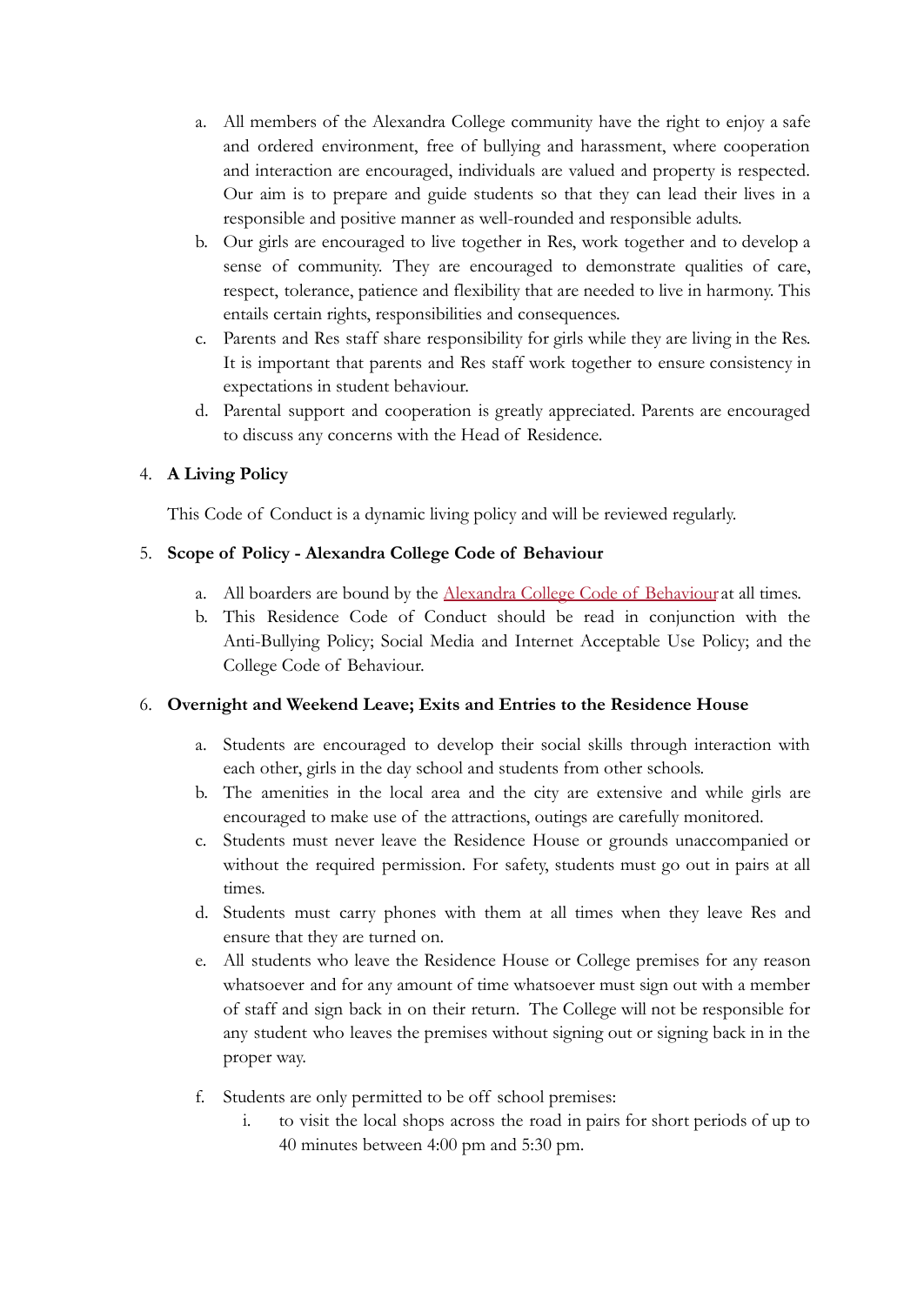a. All members of the Alexandra College community have the right to enjoy a safe and ordered environment, free of bullying and harassment, where cooperation and interaction are encouraged, individuals are valued and property is respected. Our aim is to prepare and guide students so that they can lead their lives in a responsible and positive manner as well-rounded and responsible adults.
b. Our girls are encouraged to live together in Res, work together and to develop a sense of community. They are encouraged to demonstrate qualities of care, respect, tolerance, patience and flexibility that are needed to live in harmony. This entails certain rights, responsibilities and consequences.
c. Parents and Res staff share responsibility for girls while they are living in the Res. It is important that parents and Res staff work together to ensure consistency in expectations in student behaviour.
d. Parental support and cooperation is greatly appreciated. Parents are encouraged to discuss any concerns with the Head of Residence.

4. **A Living Policy**

   This Code of Conduct is a dynamic living policy and will be reviewed regularly.

5. **Scope of Policy - Alexandra College Code of Behaviour**

   a. All boarders are bound by the Alexandra College Code of Behaviour at all times.
   b. This Residence Code of Conduct should be read in conjunction with the Anti-Bullying Policy; Social Media and Internet Acceptable Use Policy; and the College Code of Behaviour.

6. **Overnight and Weekend Leave; Exits and Entries to the Residence House**

   a. Students are encouraged to develop their social skills through interaction with each other, girls in the day school and students from other schools.
   b. The amenities in the local area and the city are extensive and while girls are encouraged to make use of the attractions, outings are carefully monitored.
   c. Students must never leave the Residence House or grounds unaccompanied or without the required permission. For safety, students must go out in pairs at all times.
   d. Students must carry phones with them at all times when they leave Res and ensure that they are turned on.
   e. All students who leave the Residence House or College premises for any reason whatsoever and for any amount of time whatsoever must sign out with a member of staff and sign back in on their return. The College will not be responsible for any student who leaves the premises without signing out or signing back in in the proper way.
   f. Students are only permitted to be off school premises:
      i. to visit the local shops across the road in pairs for short periods of up to 40 minutes between 4:00 pm and 5:30 pm.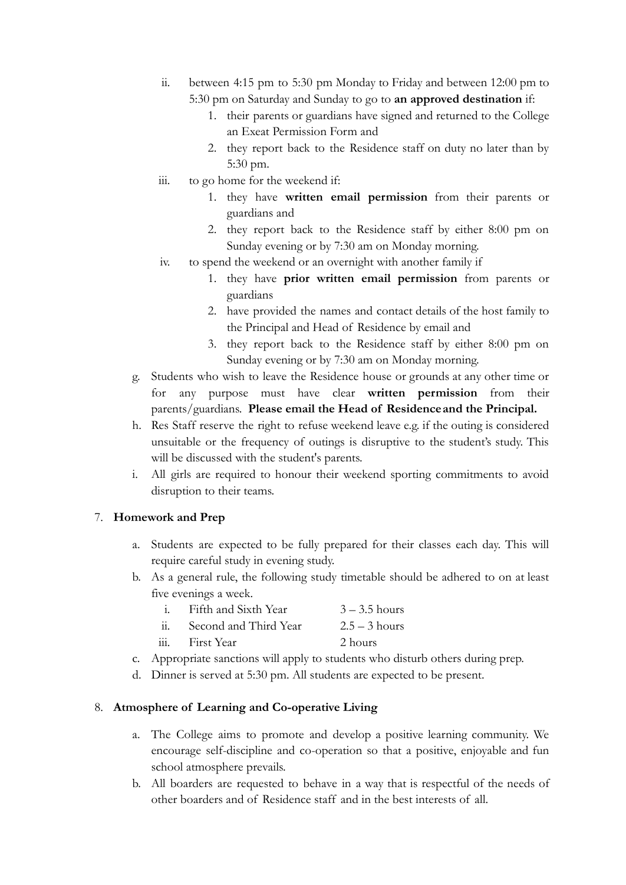ii. between 4:15 pm to 5:30 pm Monday to Friday and between 12:00 pm to 5:30 pm on Saturday and Sunday to go to **an approved destination** if:
      1. their parents or guardians have signed and returned to the College an Exeat Permission Form and
      2. they report back to the Residence staff on duty no later than by 5:30 pm.

   iii. to go home for the weekend if:
      1. they have **written email permission** from their parents or guardians and
      2. they report back to the Residence staff by either 8:00 pm on Sunday evening or by 7:30 am on Monday morning.

   iv. to spend the weekend or an overnight with another family if
      1. they have **prior written email permission** from parents or guardians
      2. have provided the names and contact details of the host family to the Principal and Head of Residence by email and
      3. they report back to the Residence staff by either 8:00 pm on Sunday evening or by 7:30 am on Monday morning.

g. Students who wish to leave the Residence house or grounds at any other time or for any purpose must have clear **written permission** from their parents/guardians. **Please email the Head of Residence and the Principal.**

h. Res Staff reserve the right to refuse weekend leave e.g. if the outing is considered unsuitable or the frequency of outings is disruptive to the student's study. This will be discussed with the student's parents.

i. All girls are required to honour their weekend sporting commitments to avoid disruption to their teams.

7. **Homework and Prep**

   a. Students are expected to be fully prepared for their classes each day. This will require careful study in evening study.

   b. As a general rule, the following study timetable should be adhered to on at least five evenings a week.
      i. Fifth and Sixth Year 3 – 3.5 hours
      ii. Second and Third Year 2.5 – 3 hours
      iii. First Year 2 hours

   c. Appropriate sanctions will apply to students who disturb others during prep.

   d. Dinner is served at 5:30 pm. All students are expected to be present.

8. **Atmosphere of Learning and Co-operative Living**

   a. The College aims to promote and develop a positive learning community. We encourage self-discipline and co-operation so that a positive, enjoyable and fun school atmosphere prevails.

   b. All boarders are requested to behave in a way that is respectful of the needs of other boarders and of Residence staff and in the best interests of all.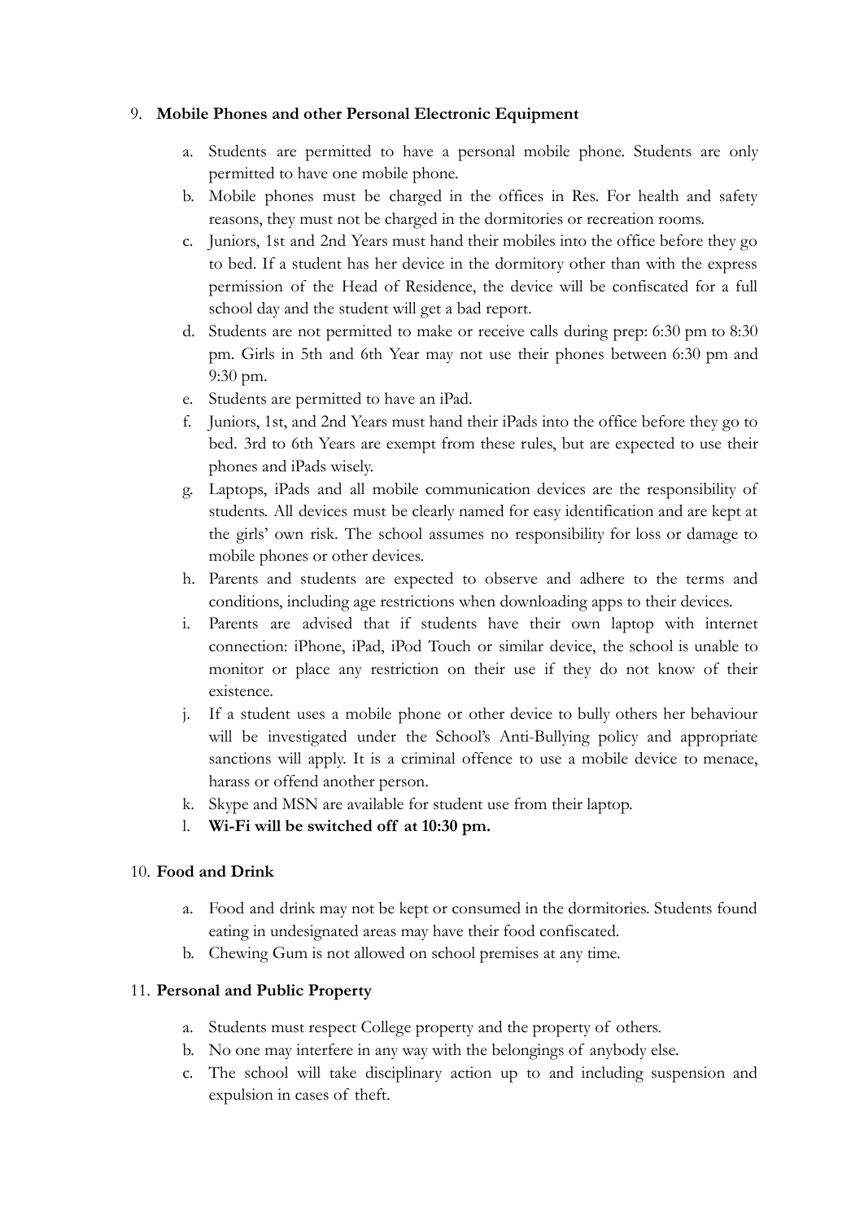9. **Mobile Phones and other Personal Electronic Equipment**

    a. Students are permitted to have a personal mobile phone. Students are only permitted to have one mobile phone.

    b. Mobile phones must be charged in the offices in Res. For health and safety reasons, they must not be charged in the dormitories or recreation rooms.

    c. Juniors, 1st and 2nd Years must hand their mobiles into the office before they go to bed. If a student has her device in the dormitory other than with the express permission of the Head of Residence, the device will be confiscated for a full school day and the student will get a bad report.

    d. Students are not permitted to make or receive calls during prep: 6:30 pm to 8:30 pm. Girls in 5th and 6th Year may not use their phones between 6:30 pm and 9:30 pm.

    e. Students are permitted to have an iPad.

    f. Juniors, 1st, and 2nd Years must hand their iPads into the office before they go to bed. 3rd to 6th Years are exempt from these rules, but are expected to use their phones and iPads wisely.

    g. Laptops, iPads and all mobile communication devices are the responsibility of students. All devices must be clearly named for easy identification and are kept at the girls' own risk. The school assumes no responsibility for loss or damage to mobile phones or other devices.

    h. Parents and students are expected to observe and adhere to the terms and conditions, including age restrictions when downloading apps to their devices.

    i. Parents are advised that if students have their own laptop with internet connection: iPhone, iPad, iPod Touch or similar device, the school is unable to monitor or place any restriction on their use if they do not know of their existence.

    j. If a student uses a mobile phone or other device to bully others her behaviour will be investigated under the School's Anti-Bullying policy and appropriate sanctions will apply. It is a criminal offence to use a mobile device to menace, harass or offend another person.

    k. Skype and MSN are available for student use from their laptop.

    l. **Wi-Fi will be switched off at 10:30 pm.**

10. **Food and Drink**

    a. Food and drink may not be kept or consumed in the dormitories. Students found eating in undesignated areas may have their food confiscated.

    b. Chewing Gum is not allowed on school premises at any time.

11. **Personal and Public Property**

    a. Students must respect College property and the property of others.

    b. No one may interfere in any way with the belongings of anybody else.

    c. The school will take disciplinary action up to and including suspension and expulsion in cases of theft.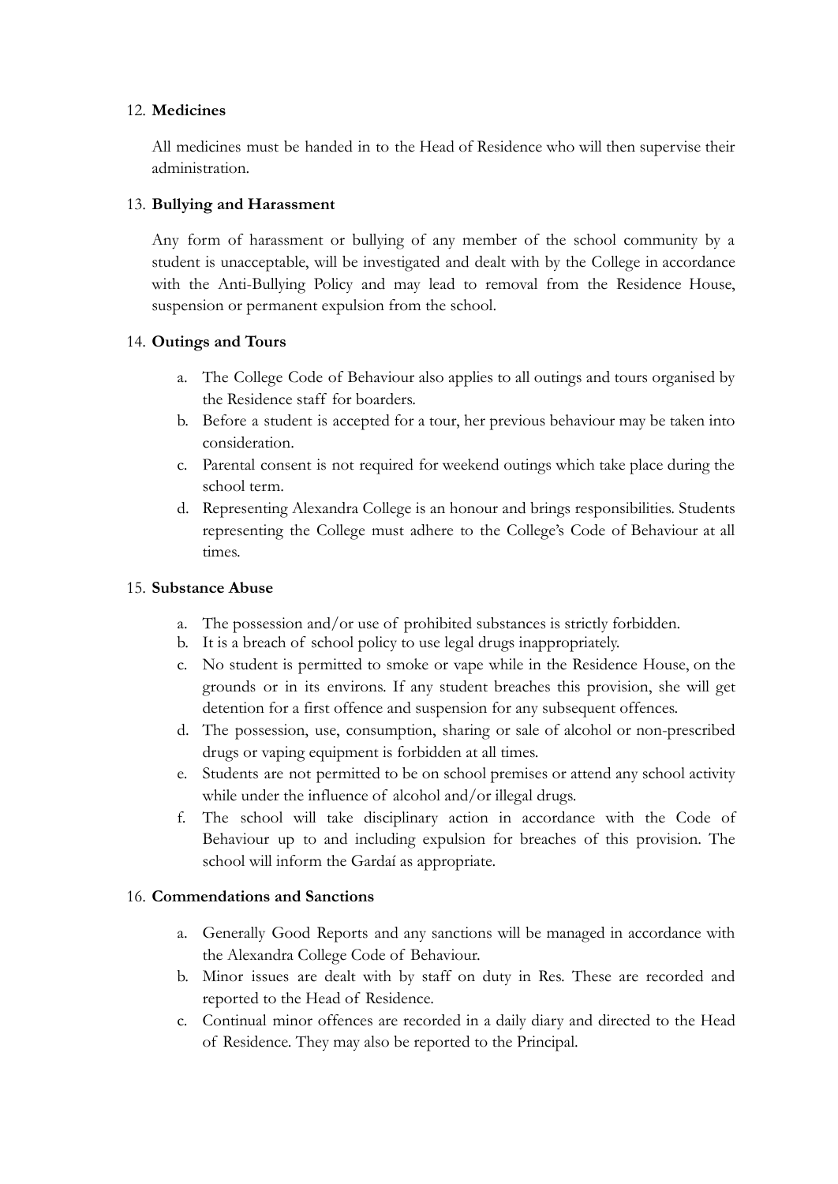12. **Medicines**

    All medicines must be handed in to the Head of Residence who will then supervise their administration.

13. **Bullying and Harassment**

    Any form of harassment or bullying of any member of the school community by a student is unacceptable, will be investigated and dealt with by the College in accordance with the Anti-Bullying Policy and may lead to removal from the Residence House, suspension or permanent expulsion from the school.

14. **Outings and Tours**

    a. The College Code of Behaviour also applies to all outings and tours organised by the Residence staff for boarders.
    b. Before a student is accepted for a tour, her previous behaviour may be taken into consideration.
    c. Parental consent is not required for weekend outings which take place during the school term.
    d. Representing Alexandra College is an honour and brings responsibilities. Students representing the College must adhere to the College's Code of Behaviour at all times.

15. **Substance Abuse**

    a. The possession and/or use of prohibited substances is strictly forbidden.
    b. It is a breach of school policy to use legal drugs inappropriately.
    c. No student is permitted to smoke or vape while in the Residence House, on the grounds or in its environs. If any student breaches this provision, she will get detention for a first offence and suspension for any subsequent offences.
    d. The possession, use, consumption, sharing or sale of alcohol or non-prescribed drugs or vaping equipment is forbidden at all times.
    e. Students are not permitted to be on school premises or attend any school activity while under the influence of alcohol and/or illegal drugs.
    f. The school will take disciplinary action in accordance with the Code of Behaviour up to and including expulsion for breaches of this provision. The school will inform the Gardaí as appropriate.

16. **Commendations and Sanctions**

    a. Generally Good Reports and any sanctions will be managed in accordance with the Alexandra College Code of Behaviour.
    b. Minor issues are dealt with by staff on duty in Res. These are recorded and reported to the Head of Residence.
    c. Continual minor offences are recorded in a daily diary and directed to the Head of Residence. They may also be reported to the Principal.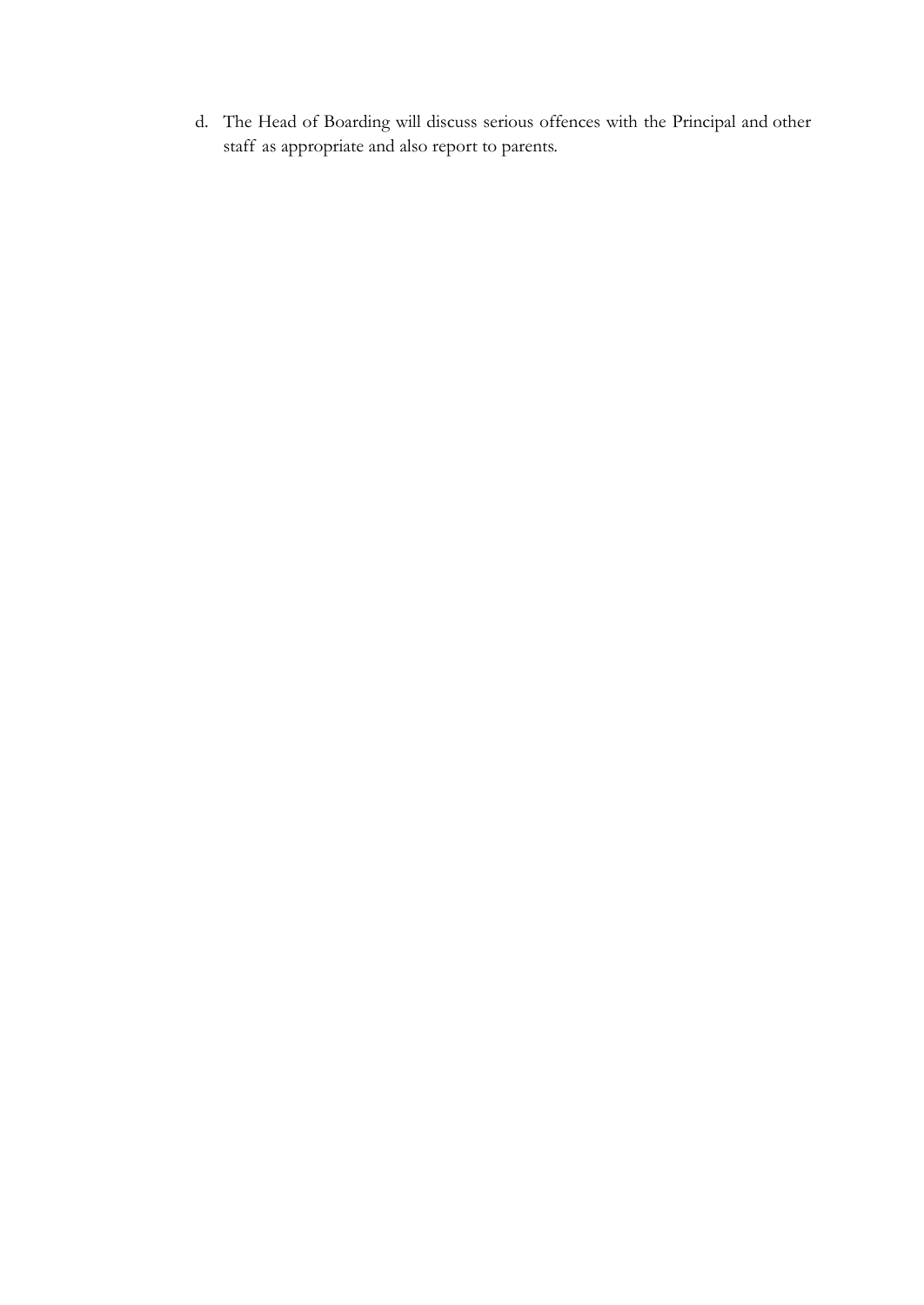d. The Head of Boarding will discuss serious offences with the Principal and other staff as appropriate and also report to parents.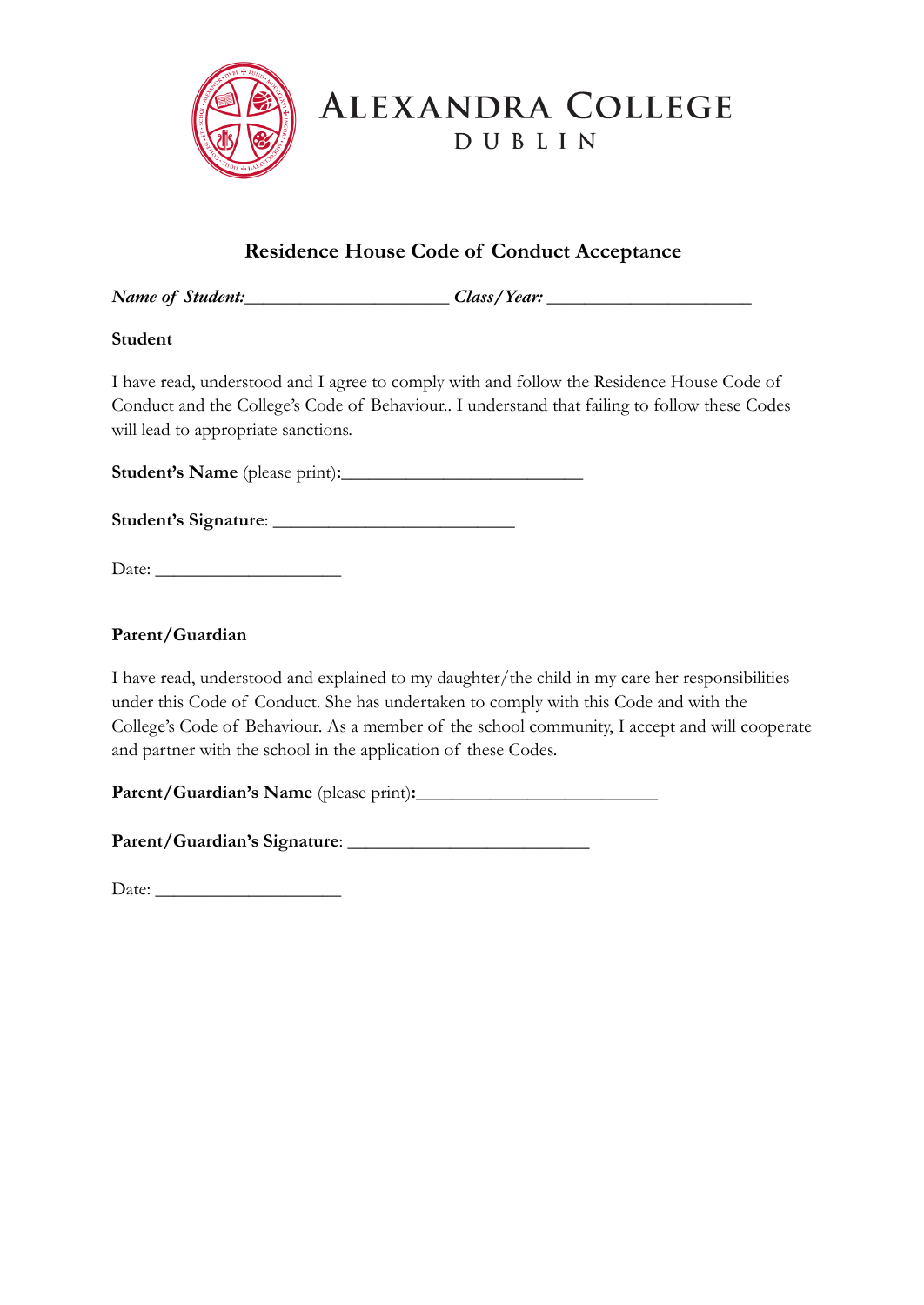# ALEXANDRA COLLEGE
DUBLIN

## Residence House Code of Conduct Acceptance

*Name of Student:*______________________ *Class/Year:* ______________________

**Student**

I have read, understood and I agree to comply with and follow the Residence House Code of Conduct and the College's Code of Behaviour.. I understand that failing to follow these Codes will lead to appropriate sanctions.

**Student's Name** (please print)**:**__________________________

**Student's Signature**: __________________________

Date: ____________________

**Parent/Guardian**

I have read, understood and explained to my daughter/the child in my care her responsibilities under this Code of Conduct. She has undertaken to comply with this Code and with the College's Code of Behaviour. As a member of the school community, I accept and will cooperate and partner with the school in the application of these Codes.

**Parent/Guardian's Name** (please print)**:**__________________________

**Parent/Guardian's Signature**: __________________________

Date: ____________________